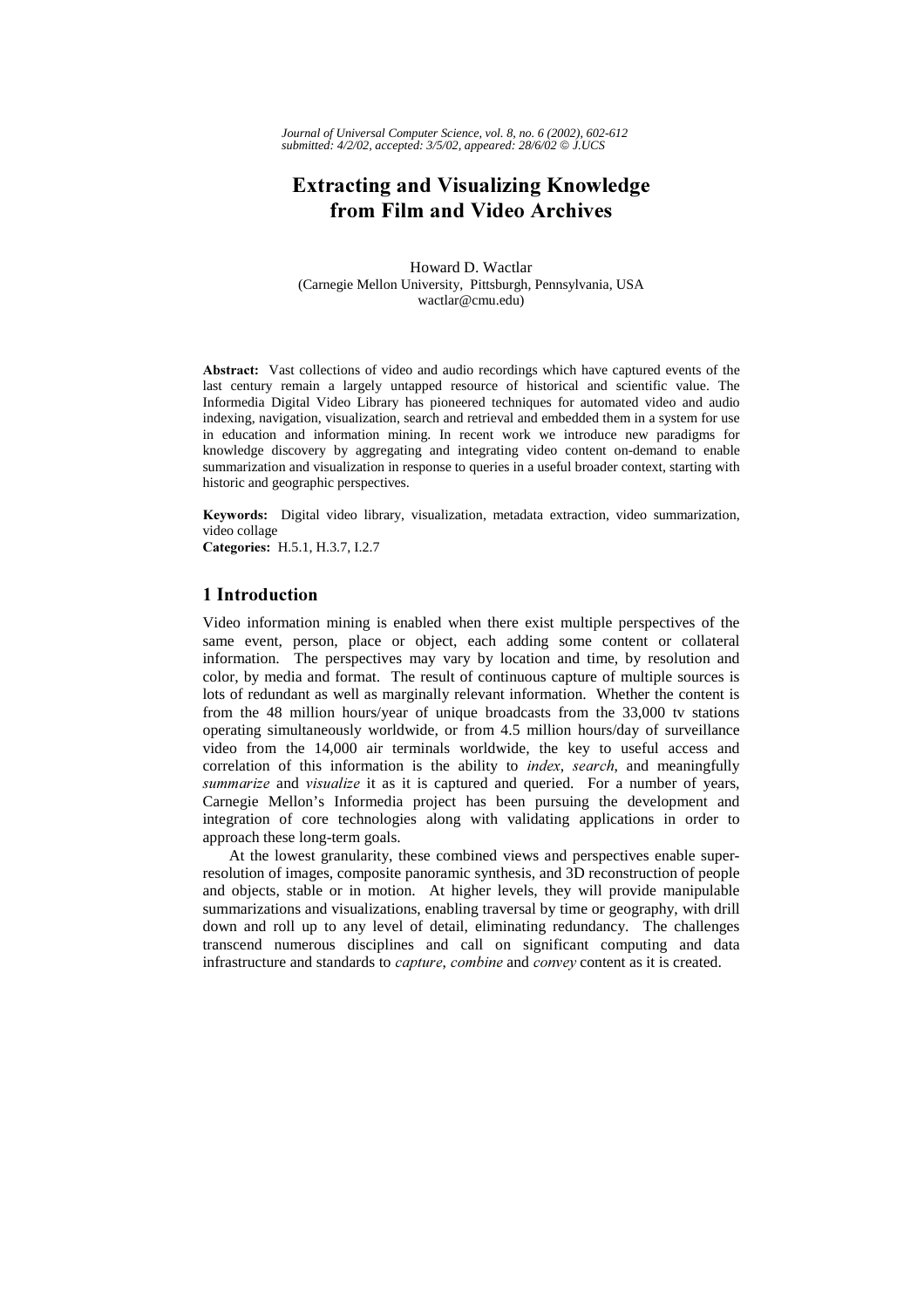# Extracting and Visualizing Knowledge from Film and Video Archives

Howard D. Wactlar
(Carnegie Mellon University, Pittsburgh, Pennsylvania, USA
wactlar@cmu.edu)

**Abstract:** Vast collections of video and audio recordings which have captured events of the last century remain a largely untapped resource of historical and scientific value. The Informedia Digital Video Library has pioneered techniques for automated video and audio indexing, navigation, visualization, search and retrieval and embedded them in a system for use in education and information mining. In recent work we introduce new paradigms for knowledge discovery by aggregating and integrating video content on-demand to enable summarization and visualization in response to queries in a useful broader context, starting with historic and geographic perspectives.

**Keywords:** Digital video library, visualization, metadata extraction, video summarization, video collage

**Categories:** H.5.1, H.3.7, I.2.7

## 1 Introduction

Video information mining is enabled when there exist multiple perspectives of the same event, person, place or object, each adding some content or collateral information. The perspectives may vary by location and time, by resolution and color, by media and format. The result of continuous capture of multiple sources is lots of redundant as well as marginally relevant information. Whether the content is from the 48 million hours/year of unique broadcasts from the 33,000 tv stations operating simultaneously worldwide, or from 4.5 million hours/day of surveillance video from the 14,000 air terminals worldwide, the key to useful access and correlation of this information is the ability to *index*, *search*, and meaningfully *summarize* and *visualize* it as it is captured and queried. For a number of years, Carnegie Mellon's Informedia project has been pursuing the development and integration of core technologies along with validating applications in order to approach these long-term goals.

At the lowest granularity, these combined views and perspectives enable super-resolution of images, composite panoramic synthesis, and 3D reconstruction of people and objects, stable or in motion. At higher levels, they will provide manipulable summarizations and visualizations, enabling traversal by time or geography, with drill down and roll up to any level of detail, eliminating redundancy. The challenges transcend numerous disciplines and call on significant computing and data infrastructure and standards to *capture*, *combine* and *convey* content as it is created.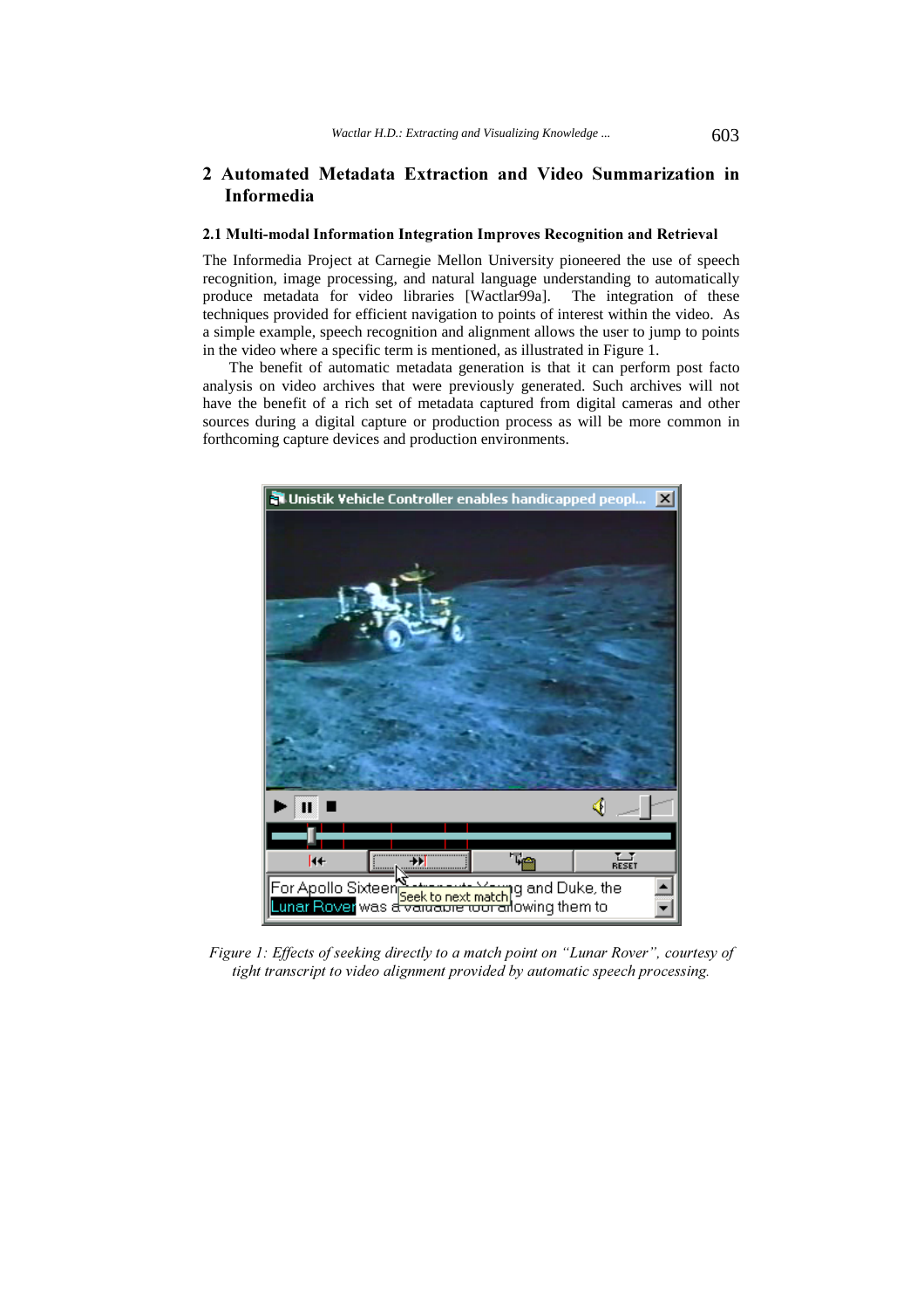## 2 Automated Metadata Extraction and Video Summarization in Informedia

### 2.1 Multi-modal Information Integration Improves Recognition and Retrieval

The Informedia Project at Carnegie Mellon University pioneered the use of speech recognition, image processing, and natural language understanding to automatically produce metadata for video libraries [Wactlar99a]. The integration of these techniques provided for efficient navigation to points of interest within the video. As a simple example, speech recognition and alignment allows the user to jump to points in the video where a specific term is mentioned, as illustrated in Figure 1.

The benefit of automatic metadata generation is that it can perform post facto analysis on video archives that were previously generated. Such archives will not have the benefit of a rich set of metadata captured from digital cameras and other sources during a digital capture or production process as will be more common in forthcoming capture devices and production environments.

*Figure 1: Effects of seeking directly to a match point on "Lunar Rover", courtesy of tight transcript to video alignment provided by automatic speech processing.*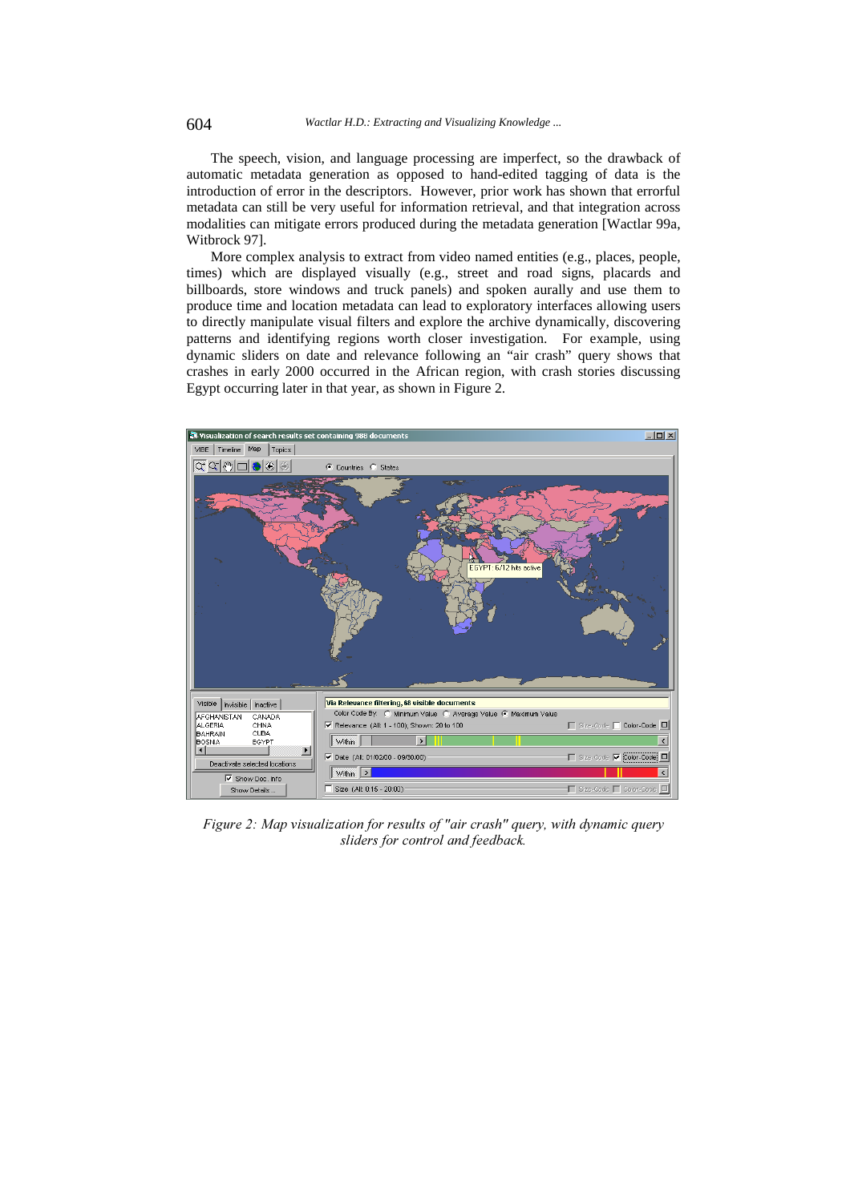The speech, vision, and language processing are imperfect, so the drawback of automatic metadata generation as opposed to hand-edited tagging of data is the introduction of error in the descriptors. However, prior work has shown that errorful metadata can still be very useful for information retrieval, and that integration across modalities can mitigate errors produced during the metadata generation [Wactlar 99a, Witbrock 97].

More complex analysis to extract from video named entities (e.g., places, people, times) which are displayed visually (e.g., street and road signs, placards and billboards, store windows and truck panels) and spoken aurally and use them to produce time and location metadata can lead to exploratory interfaces allowing users to directly manipulate visual filters and explore the archive dynamically, discovering patterns and identifying regions worth closer investigation. For example, using dynamic sliders on date and relevance following an "air crash" query shows that crashes in early 2000 occurred in the African region, with crash stories discussing Egypt occurring later in that year, as shown in Figure 2.

*Figure 2: Map visualization for results of "air crash" query, with dynamic query sliders for control and feedback.*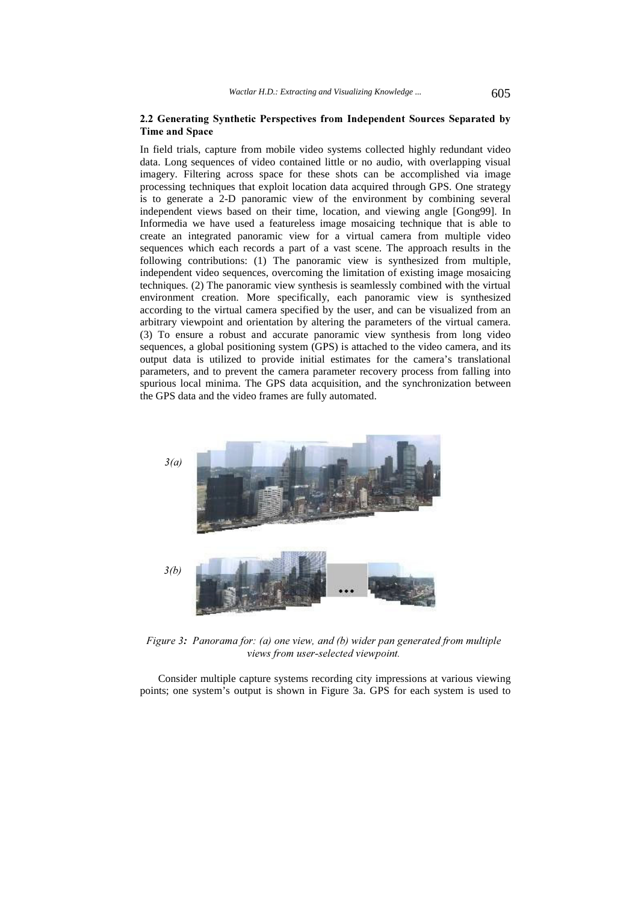### 2.2 Generating Synthetic Perspectives from Independent Sources Separated by Time and Space

In field trials, capture from mobile video systems collected highly redundant video data. Long sequences of video contained little or no audio, with overlapping visual imagery. Filtering across space for these shots can be accomplished via image processing techniques that exploit location data acquired through GPS. One strategy is to generate a 2-D panoramic view of the environment by combining several independent views based on their time, location, and viewing angle [Gong99]. In Informedia we have used a featureless image mosaicing technique that is able to create an integrated panoramic view for a virtual camera from multiple video sequences which each records a part of a vast scene. The approach results in the following contributions: (1) The panoramic view is synthesized from multiple, independent video sequences, overcoming the limitation of existing image mosaicing techniques. (2) The panoramic view synthesis is seamlessly combined with the virtual environment creation. More specifically, each panoramic view is synthesized according to the virtual camera specified by the user, and can be visualized from an arbitrary viewpoint and orientation by altering the parameters of the virtual camera. (3) To ensure a robust and accurate panoramic view synthesis from long video sequences, a global positioning system (GPS) is attached to the video camera, and its output data is utilized to provide initial estimates for the camera's translational parameters, and to prevent the camera parameter recovery process from falling into spurious local minima. The GPS data acquisition, and the synchronization between the GPS data and the video frames are fully automated.

*Figure 3: Panorama for: (a) one view, and (b) wider pan generated from multiple views from user-selected viewpoint.*

Consider multiple capture systems recording city impressions at various viewing points; one system's output is shown in Figure 3a. GPS for each system is used to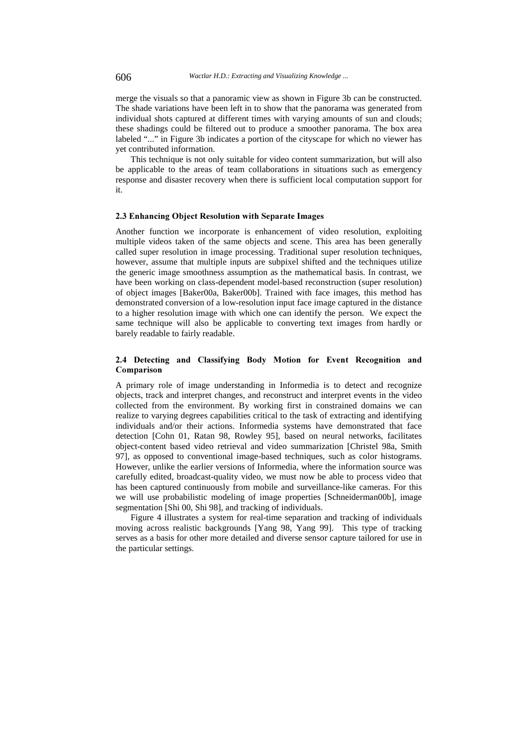merge the visuals so that a panoramic view as shown in Figure 3b can be constructed. The shade variations have been left in to show that the panorama was generated from individual shots captured at different times with varying amounts of sun and clouds; these shadings could be filtered out to produce a smoother panorama. The box area labeled "..." in Figure 3b indicates a portion of the cityscape for which no viewer has yet contributed information.

This technique is not only suitable for video content summarization, but will also be applicable to the areas of team collaborations in situations such as emergency response and disaster recovery when there is sufficient local computation support for it.

### 2.3 Enhancing Object Resolution with Separate Images

Another function we incorporate is enhancement of video resolution, exploiting multiple videos taken of the same objects and scene. This area has been generally called super resolution in image processing. Traditional super resolution techniques, however, assume that multiple inputs are subpixel shifted and the techniques utilize the generic image smoothness assumption as the mathematical basis. In contrast, we have been working on class-dependent model-based reconstruction (super resolution) of object images [Baker00a, Baker00b]. Trained with face images, this method has demonstrated conversion of a low-resolution input face image captured in the distance to a higher resolution image with which one can identify the person. We expect the same technique will also be applicable to converting text images from hardly or barely readable to fairly readable.

### 2.4 Detecting and Classifying Body Motion for Event Recognition and Comparison

A primary role of image understanding in Informedia is to detect and recognize objects, track and interpret changes, and reconstruct and interpret events in the video collected from the environment. By working first in constrained domains we can realize to varying degrees capabilities critical to the task of extracting and identifying individuals and/or their actions. Informedia systems have demonstrated that face detection [Cohn 01, Ratan 98, Rowley 95], based on neural networks, facilitates object-content based video retrieval and video summarization [Christel 98a, Smith 97], as opposed to conventional image-based techniques, such as color histograms. However, unlike the earlier versions of Informedia, where the information source was carefully edited, broadcast-quality video, we must now be able to process video that has been captured continuously from mobile and surveillance-like cameras. For this we will use probabilistic modeling of image properties [Schneiderman00b], image segmentation [Shi 00, Shi 98], and tracking of individuals.

Figure 4 illustrates a system for real-time separation and tracking of individuals moving across realistic backgrounds [Yang 98, Yang 99]. This type of tracking serves as a basis for other more detailed and diverse sensor capture tailored for use in the particular settings.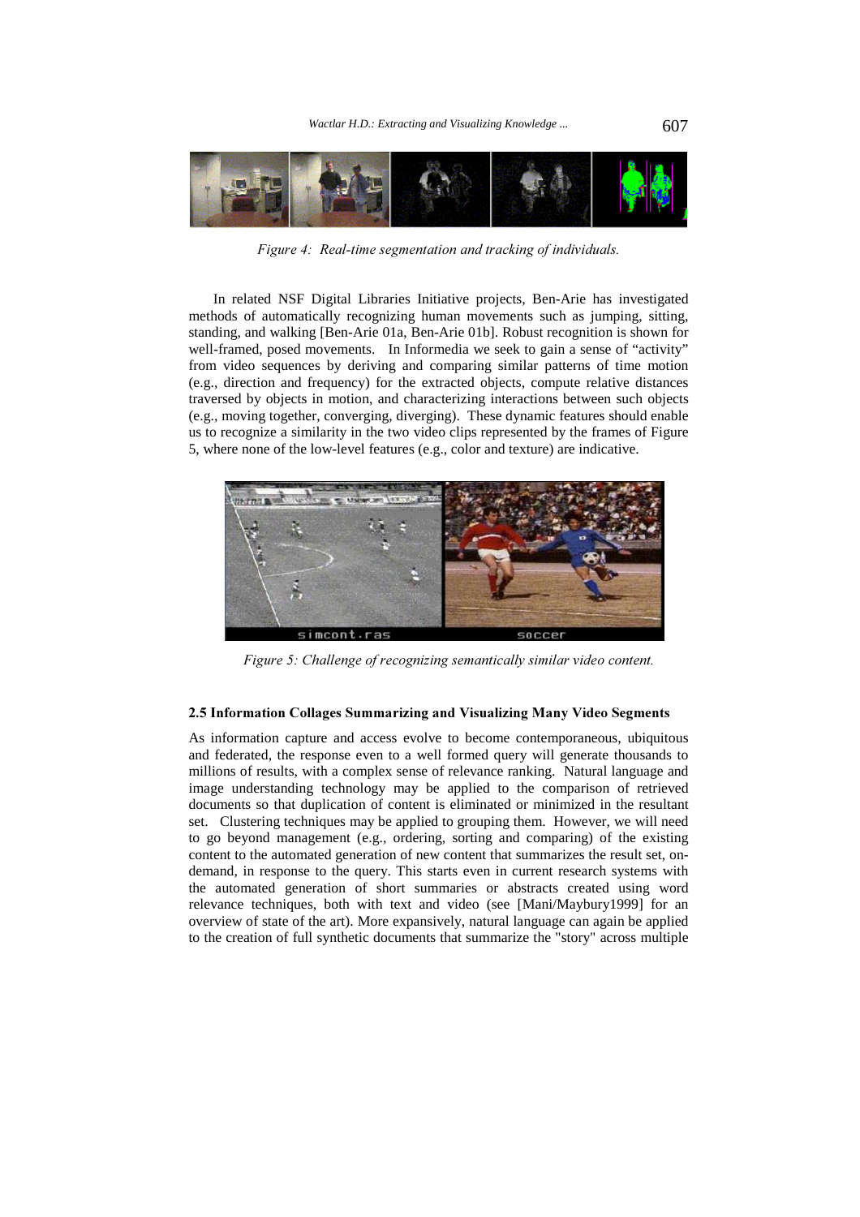*Figure 4: Real-time segmentation and tracking of individuals.*

In related NSF Digital Libraries Initiative projects, Ben-Arie has investigated methods of automatically recognizing human movements such as jumping, sitting, standing, and walking [Ben-Arie 01a, Ben-Arie 01b]. Robust recognition is shown for well-framed, posed movements. In Informedia we seek to gain a sense of "activity" from video sequences by deriving and comparing similar patterns of time motion (e.g., direction and frequency) for the extracted objects, compute relative distances traversed by objects in motion, and characterizing interactions between such objects (e.g., moving together, converging, diverging). These dynamic features should enable us to recognize a similarity in the two video clips represented by the frames of Figure 5, where none of the low-level features (e.g., color and texture) are indicative.

*Figure 5: Challenge of recognizing semantically similar video content.*

### 2.5 Information Collages Summarizing and Visualizing Many Video Segments

As information capture and access evolve to become contemporaneous, ubiquitous and federated, the response even to a well formed query will generate thousands to millions of results, with a complex sense of relevance ranking. Natural language and image understanding technology may be applied to the comparison of retrieved documents so that duplication of content is eliminated or minimized in the resultant set. Clustering techniques may be applied to grouping them. However, we will need to go beyond management (e.g., ordering, sorting and comparing) of the existing content to the automated generation of new content that summarizes the result set, on-demand, in response to the query. This starts even in current research systems with the automated generation of short summaries or abstracts created using word relevance techniques, both with text and video (see [Mani/Maybury1999] for an overview of state of the art). More expansively, natural language can again be applied to the creation of full synthetic documents that summarize the "story" across multiple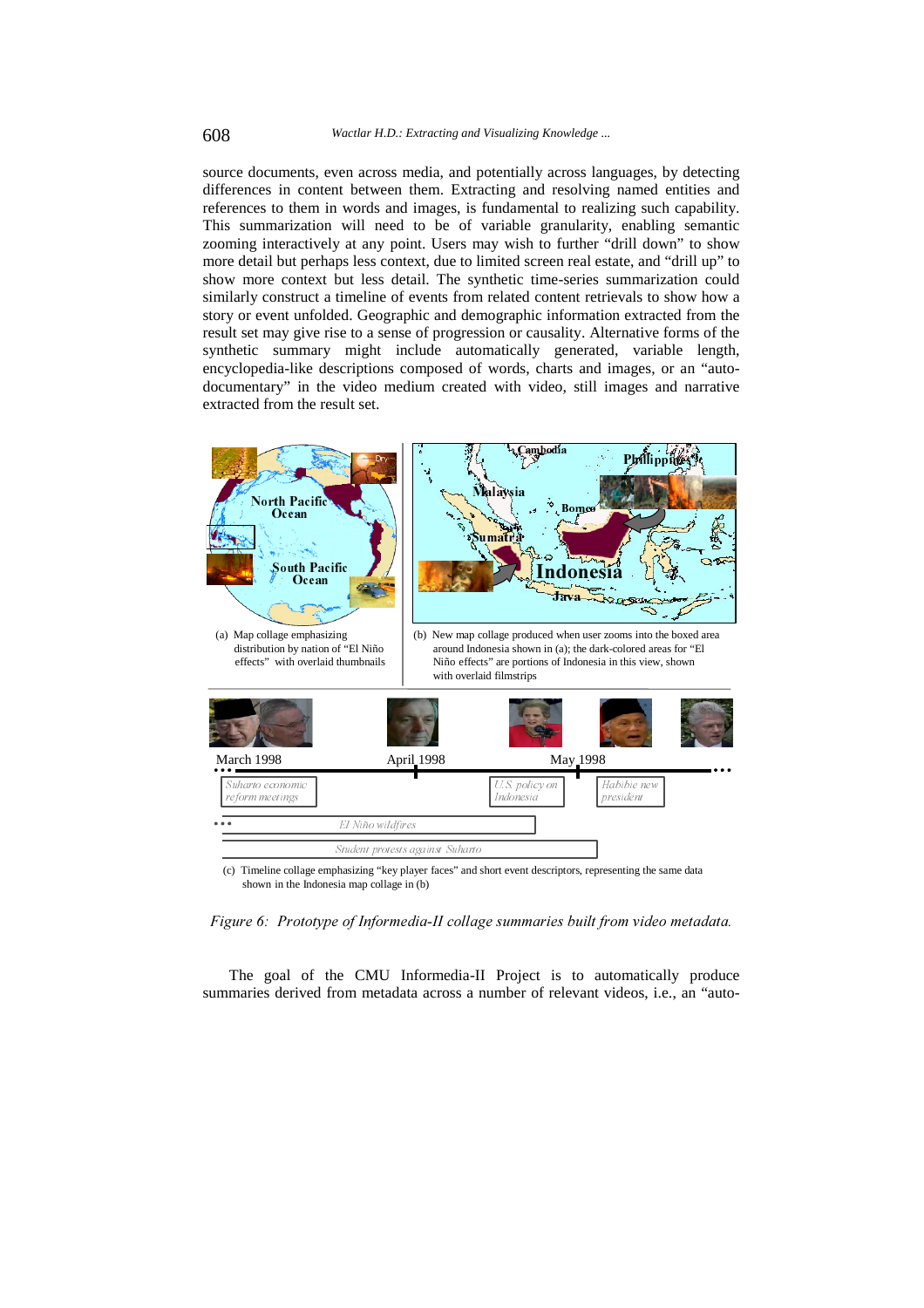source documents, even across media, and potentially across languages, by detecting differences in content between them. Extracting and resolving named entities and references to them in words and images, is fundamental to realizing such capability. This summarization will need to be of variable granularity, enabling semantic zooming interactively at any point. Users may wish to further "drill down" to show more detail but perhaps less context, due to limited screen real estate, and "drill up" to show more context but less detail. The synthetic time-series summarization could similarly construct a timeline of events from related content retrievals to show how a story or event unfolded. Geographic and demographic information extracted from the result set may give rise to a sense of progression or causality. Alternative forms of the synthetic summary might include automatically generated, variable length, encyclopedia-like descriptions composed of words, charts and images, or an "auto-documentary" in the video medium created with video, still images and narrative extracted from the result set.

(a) Map collage emphasizing distribution by nation of "El Niño effects" with overlaid thumbnails

(b) New map collage produced when user zooms into the boxed area around Indonesia shown in (a); the dark-colored areas for "El Niño effects" are portions of Indonesia in this view, shown with overlaid filmstrips

(c) Timeline collage emphasizing "key player faces" and short event descriptors, representing the same data shown in the Indonesia map collage in (b)

*Figure 6: Prototype of Informedia-II collage summaries built from video metadata.*

The goal of the CMU Informedia-II Project is to automatically produce summaries derived from metadata across a number of relevant videos, i.e., an "auto-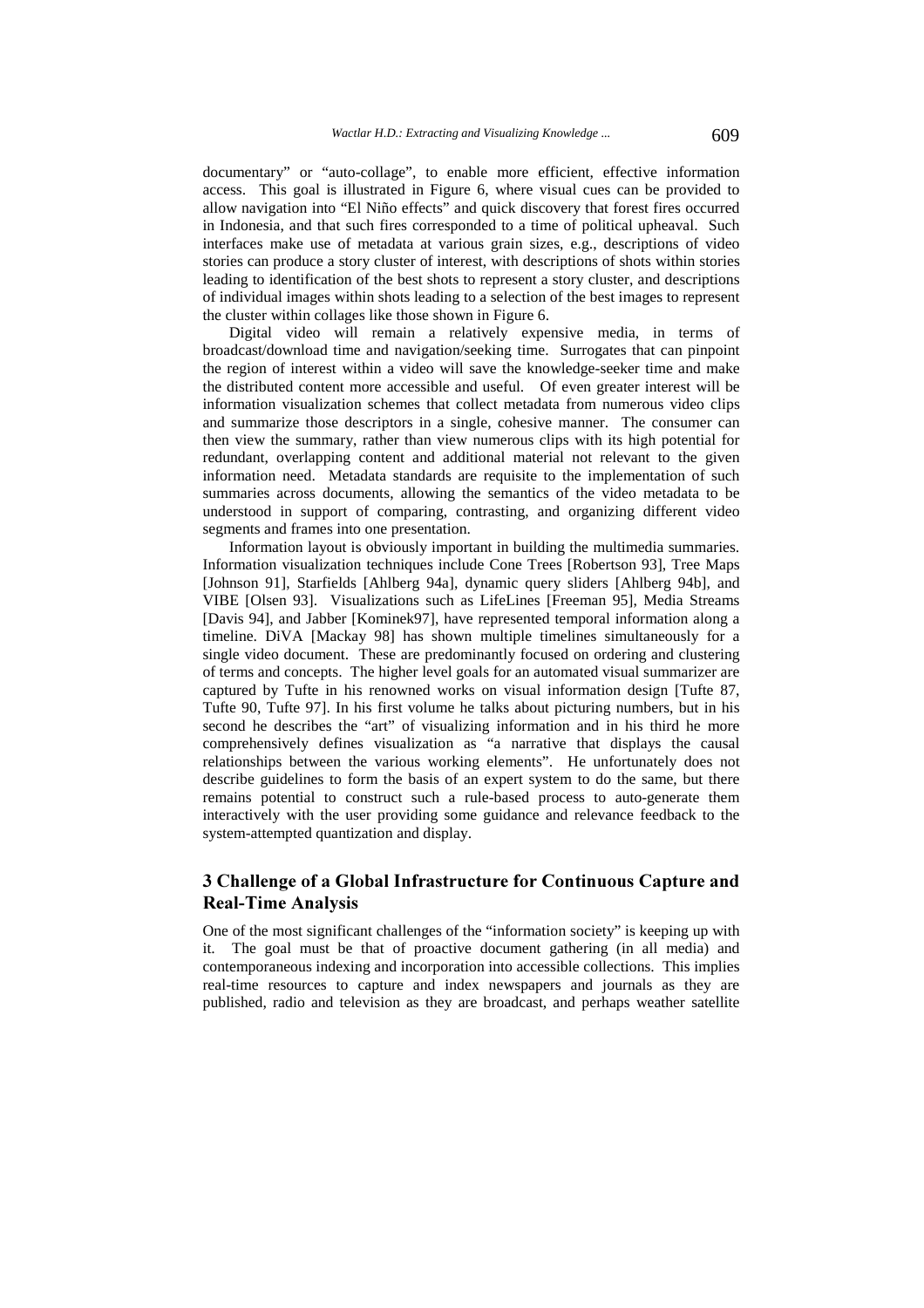documentary" or "auto-collage", to enable more efficient, effective information access. This goal is illustrated in Figure 6, where visual cues can be provided to allow navigation into "El Niño effects" and quick discovery that forest fires occurred in Indonesia, and that such fires corresponded to a time of political upheaval. Such interfaces make use of metadata at various grain sizes, e.g., descriptions of video stories can produce a story cluster of interest, with descriptions of shots within stories leading to identification of the best shots to represent a story cluster, and descriptions of individual images within shots leading to a selection of the best images to represent the cluster within collages like those shown in Figure 6.

Digital video will remain a relatively expensive media, in terms of broadcast/download time and navigation/seeking time. Surrogates that can pinpoint the region of interest within a video will save the knowledge-seeker time and make the distributed content more accessible and useful. Of even greater interest will be information visualization schemes that collect metadata from numerous video clips and summarize those descriptors in a single, cohesive manner. The consumer can then view the summary, rather than view numerous clips with its high potential for redundant, overlapping content and additional material not relevant to the given information need. Metadata standards are requisite to the implementation of such summaries across documents, allowing the semantics of the video metadata to be understood in support of comparing, contrasting, and organizing different video segments and frames into one presentation.

Information layout is obviously important in building the multimedia summaries. Information visualization techniques include Cone Trees [Robertson 93], Tree Maps [Johnson 91], Starfields [Ahlberg 94a], dynamic query sliders [Ahlberg 94b], and VIBE [Olsen 93]. Visualizations such as LifeLines [Freeman 95], Media Streams [Davis 94], and Jabber [Kominek97], have represented temporal information along a timeline. DiVA [Mackay 98] has shown multiple timelines simultaneously for a single video document. These are predominantly focused on ordering and clustering of terms and concepts. The higher level goals for an automated visual summarizer are captured by Tufte in his renowned works on visual information design [Tufte 87, Tufte 90, Tufte 97]. In his first volume he talks about picturing numbers, but in his second he describes the "art" of visualizing information and in his third he more comprehensively defines visualization as "a narrative that displays the causal relationships between the various working elements". He unfortunately does not describe guidelines to form the basis of an expert system to do the same, but there remains potential to construct such a rule-based process to auto-generate them interactively with the user providing some guidance and relevance feedback to the system-attempted quantization and display.

## 3 Challenge of a Global Infrastructure for Continuous Capture and Real-Time Analysis

One of the most significant challenges of the "information society" is keeping up with it. The goal must be that of proactive document gathering (in all media) and contemporaneous indexing and incorporation into accessible collections. This implies real-time resources to capture and index newspapers and journals as they are published, radio and television as they are broadcast, and perhaps weather satellite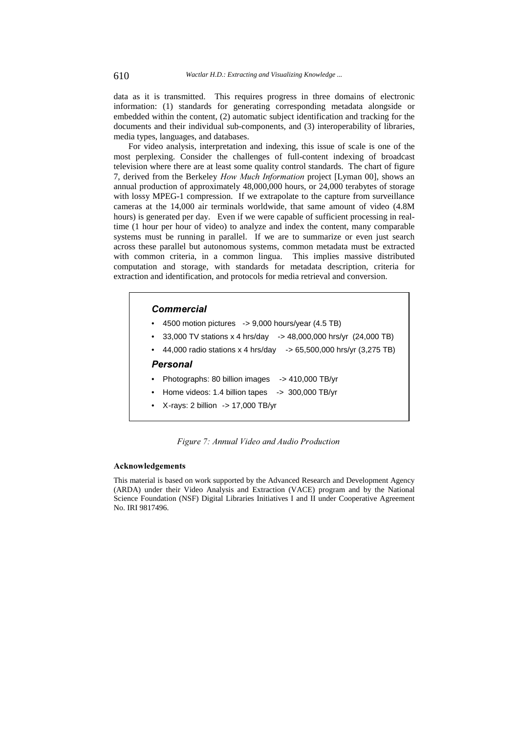data as it is transmitted. This requires progress in three domains of electronic information: (1) standards for generating corresponding metadata alongside or embedded within the content, (2) automatic subject identification and tracking for the documents and their individual sub-components, and (3) interoperability of libraries, media types, languages, and databases.

For video analysis, interpretation and indexing, this issue of scale is one of the most perplexing. Consider the challenges of full-content indexing of broadcast television where there are at least some quality control standards. The chart of figure 7, derived from the Berkeley *How Much Information* project [Lyman 00], shows an annual production of approximately 48,000,000 hours, or 24,000 terabytes of storage with lossy MPEG-1 compression. If we extrapolate to the capture from surveillance cameras at the 14,000 air terminals worldwide, that same amount of video (4.8M hours) is generated per day. Even if we were capable of sufficient processing in real-time (1 hour per hour of video) to analyze and index the content, many comparable systems must be running in parallel. If we are to summarize or even just search across these parallel but autonomous systems, common metadata must be extracted with common criteria, in a common lingua. This implies massive distributed computation and storage, with standards for metadata description, criteria for extraction and identification, and protocols for media retrieval and conversion.

***Commercial***

- 4500 motion pictures -> 9,000 hours/year (4.5 TB)
- 33,000 TV stations x 4 hrs/day -> 48,000,000 hrs/yr (24,000 TB)
- 44,000 radio stations x 4 hrs/day -> 65,500,000 hrs/yr (3,275 TB)

***Personal***

- Photographs: 80 billion images -> 410,000 TB/yr
- Home videos: 1.4 billion tapes -> 300,000 TB/yr
- X-rays: 2 billion -> 17,000 TB/yr

*Figure 7: Annual Video and Audio Production*

### Acknowledgements

This material is based on work supported by the Advanced Research and Development Agency (ARDA) under their Video Analysis and Extraction (VACE) program and by the National Science Foundation (NSF) Digital Libraries Initiatives I and II under Cooperative Agreement No. IRI 9817496.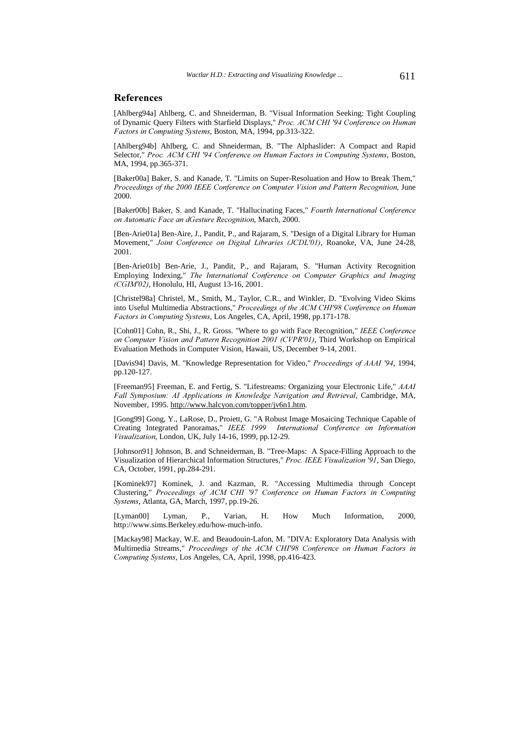## References

[Ahlberg94a] Ahlberg, C. and Shneiderman, B. "Visual Information Seeking: Tight Coupling of Dynamic Query Filters with Starfield Displays," *Proc. ACM CHI '94 Conference on Human Factors in Computing Systems*, Boston, MA, 1994, pp.313-322.

[Ahlberg94b] Ahlberg, C. and Shneiderman, B. "The Alphaslider: A Compact and Rapid Selector," *Proc. ACM CHI '94 Conference on Human Factors in Computing Systems*, Boston, MA, 1994, pp.365-371.

[Baker00a] Baker, S. and Kanade, T. "Limits on Super-Resoluation and How to Break Them," *Proceedings of the 2000 IEEE Conference on Computer Vision and Pattern Recognition*, June 2000.

[Baker00b] Baker, S. and Kanade, T. "Hallucinating Faces," *Fourth International Conference on Automatic Face an dGesture Recognition*, March, 2000.

[Ben-Arie01a] Ben-Aire, J., Pandit, P., and Rajaram, S. "Design of a Digital Library for Human Movement," *Joint Conference on Digital Libraries (JCDL'01)*, Roanoke, VA, June 24-28, 2001.

[Ben-Arie01b] Ben-Arie, J., Pandit, P., and Rajaram, S. "Human Activity Recognition Employing Indexing," *The International Conference on Computer Graphics and Imaging (CGIM'02)*, Honolulu, HI, August 13-16, 2001.

[Christel98a] Christel, M., Smith, M., Taylor, C.R., and Winkler, D. "Evolving Video Skims into Useful Multimedia Abstractions," *Proceedings of the ACM CHI'98 Conference on Human Factors in Computing Systems*, Los Angeles, CA, April, 1998, pp.171-178.

[Cohn01] Cohn, R., Shi, J., R. Gross. "Where to go with Face Recognition," *IEEE Conference on Computer Vision and Pattern Recognition 2001 (CVPR'01)*, Third Workshop on Empirical Evaluation Methods in Computer Vision, Hawaii, US, December 9-14, 2001.

[Davis94] Davis, M. "Knowledge Representation for Video," *Proceedings of AAAI '94*, 1994, pp.120-127.

[Freeman95] Freeman, E. and Fertig, S. "Lifestreams: Organizing your Electronic Life," *AAAI Fall Symposium: AI Applications in Knowledge Navigation and Retrieval*, Cambridge, MA, November, 1995. http://www.halcyon.com/topper/jv6n1.htm.

[Gong99] Gong, Y., LaRose, D., Proiett, G. "A Robust Image Mosaicing Technique Capable of Creating Integrated Panoramas," *IEEE 1999 International Conference on Information Visualization*, London, UK, July 14-16, 1999, pp.12-29.

[Johnson91] Johnson, B. and Schneiderman, B. "Tree-Maps: A Space-Filling Approach to the Visualization of Hierarchical Information Structures," *Proc. IEEE Visualization '91*, San Diego, CA, October, 1991, pp.284-291.

[Kominek97] Kominek, J. and Kazman, R. "Accessing Multimedia through Concept Clustering," *Proceedings of ACM CHI '97 Conference on Human Factors in Computing Systems*, Atlanta, GA, March, 1997, pp.19-26.

[Lyman00] Lyman, P., Varian, H. How Much Information, 2000, http://www.sims.Berkeley.edu/how-much-info.

[Mackay98] Mackay, W.E. and Beaudouin-Lafon, M. "DIVA: Exploratory Data Analysis with Multimedia Streams," *Proceedings of the ACM CHI'98 Conference on Human Factors in Computing Systems*, Los Angeles, CA, April, 1998, pp.416-423.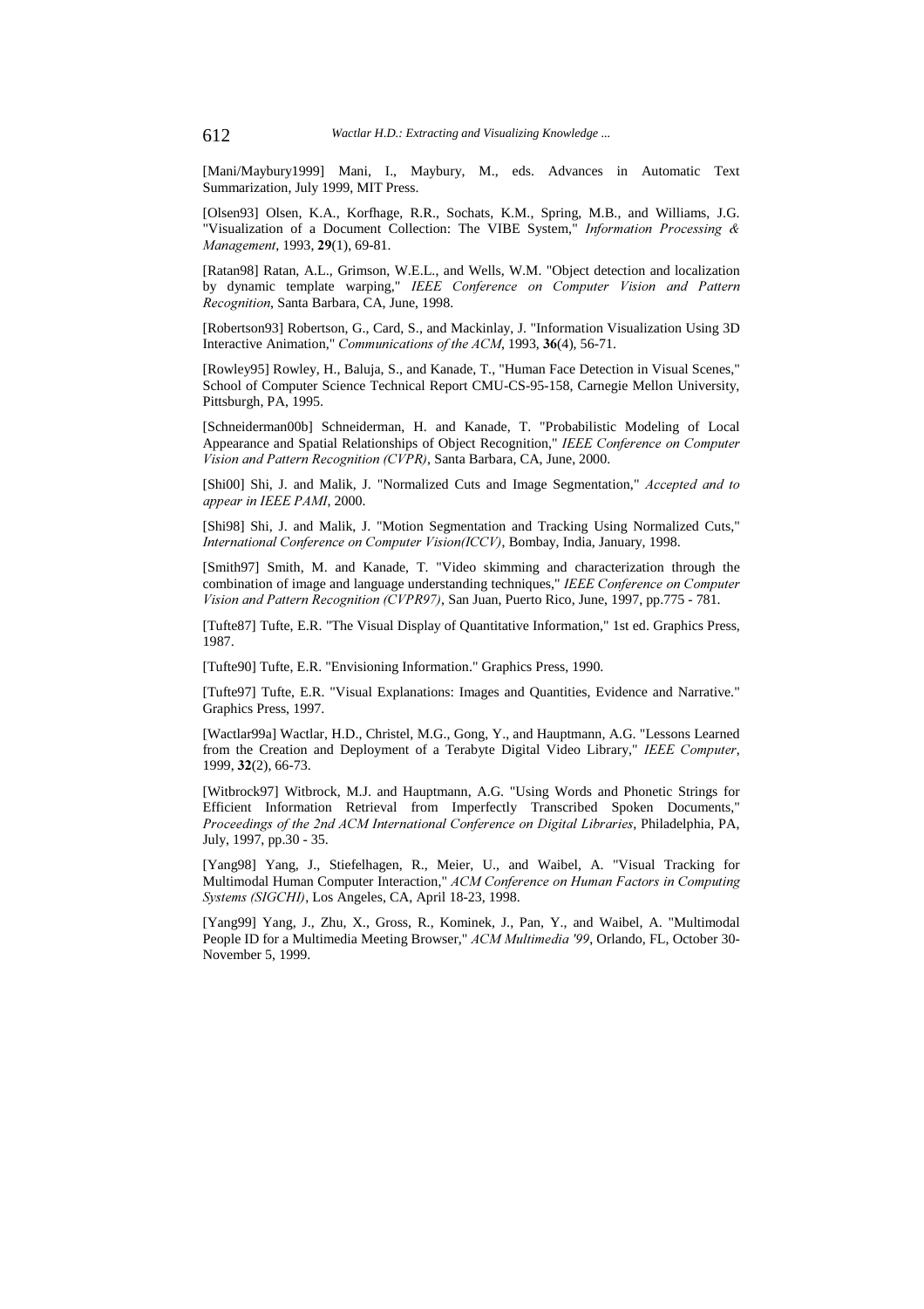[Mani/Maybury1999] Mani, I., Maybury, M., eds. Advances in Automatic Text Summarization, July 1999, MIT Press.

[Olsen93] Olsen, K.A., Korfhage, R.R., Sochats, K.M., Spring, M.B., and Williams, J.G. "Visualization of a Document Collection: The VIBE System," *Information Processing & Management*, 1993, **29**(1), 69-81.

[Ratan98] Ratan, A.L., Grimson, W.E.L., and Wells, W.M. "Object detection and localization by dynamic template warping," *IEEE Conference on Computer Vision and Pattern Recognition*, Santa Barbara, CA, June, 1998.

[Robertson93] Robertson, G., Card, S., and Mackinlay, J. "Information Visualization Using 3D Interactive Animation," *Communications of the ACM*, 1993, **36**(4), 56-71.

[Rowley95] Rowley, H., Baluja, S., and Kanade, T., "Human Face Detection in Visual Scenes," School of Computer Science Technical Report CMU-CS-95-158, Carnegie Mellon University, Pittsburgh, PA, 1995.

[Schneiderman00b] Schneiderman, H. and Kanade, T. "Probabilistic Modeling of Local Appearance and Spatial Relationships of Object Recognition," *IEEE Conference on Computer Vision and Pattern Recognition (CVPR)*, Santa Barbara, CA, June, 2000.

[Shi00] Shi, J. and Malik, J. "Normalized Cuts and Image Segmentation," *Accepted and to appear in IEEE PAMI*, 2000.

[Shi98] Shi, J. and Malik, J. "Motion Segmentation and Tracking Using Normalized Cuts," *International Conference on Computer Vision(ICCV)*, Bombay, India, January, 1998.

[Smith97] Smith, M. and Kanade, T. "Video skimming and characterization through the combination of image and language understanding techniques," *IEEE Conference on Computer Vision and Pattern Recognition (CVPR97)*, San Juan, Puerto Rico, June, 1997, pp.775 - 781.

[Tufte87] Tufte, E.R. "The Visual Display of Quantitative Information," 1st ed. Graphics Press, 1987.

[Tufte90] Tufte, E.R. "Envisioning Information." Graphics Press, 1990.

[Tufte97] Tufte, E.R. "Visual Explanations: Images and Quantities, Evidence and Narrative." Graphics Press, 1997.

[Wactlar99a] Wactlar, H.D., Christel, M.G., Gong, Y., and Hauptmann, A.G. "Lessons Learned from the Creation and Deployment of a Terabyte Digital Video Library," *IEEE Computer*, 1999, **32**(2), 66-73.

[Witbrock97] Witbrock, M.J. and Hauptmann, A.G. "Using Words and Phonetic Strings for Efficient Information Retrieval from Imperfectly Transcribed Spoken Documents," *Proceedings of the 2nd ACM International Conference on Digital Libraries*, Philadelphia, PA, July, 1997, pp.30 - 35.

[Yang98] Yang, J., Stiefelhagen, R., Meier, U., and Waibel, A. "Visual Tracking for Multimodal Human Computer Interaction," *ACM Conference on Human Factors in Computing Systems (SIGCHI)*, Los Angeles, CA, April 18-23, 1998.

[Yang99] Yang, J., Zhu, X., Gross, R., Kominek, J., Pan, Y., and Waibel, A. "Multimodal People ID for a Multimedia Meeting Browser," *ACM Multimedia '99*, Orlando, FL, October 30-November 5, 1999.